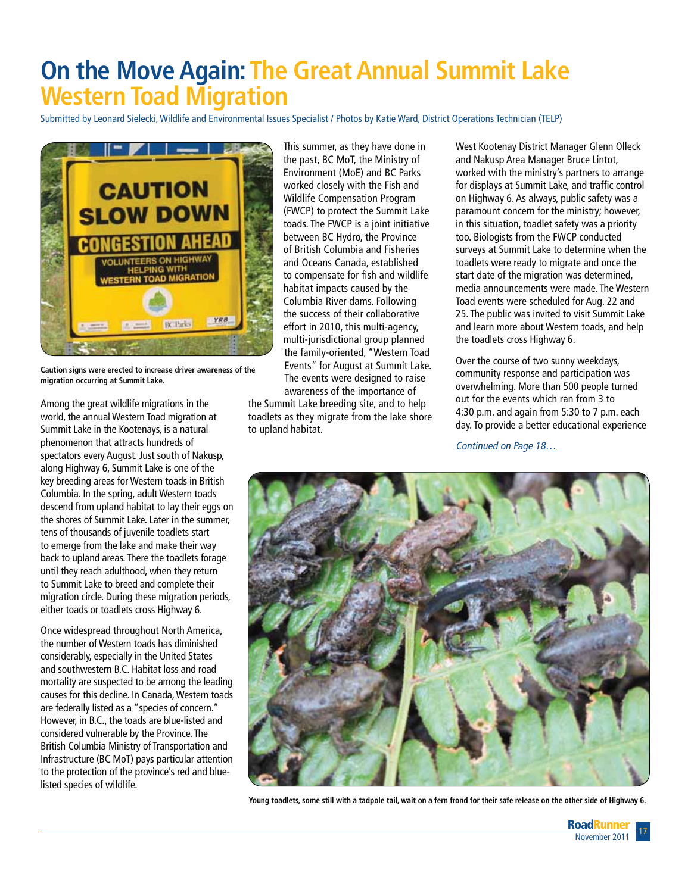# On the Move Again: The Great Annual Summit Lake Western Toad Migration

Submitted by Leonard Sielecki, Wildlife and Environmental Issues Specialist / Photos by Katie Ward, District Operations Technician (TELP)

Caution signs were erected to increase driver awareness of the migration occurring at Summit Lake.

Among the great wildlife migrations in the world, the annual Western Toad migration at Summit Lake in the Kootenays, is a natural phenomenon that attracts hundreds of spectators every August. Just south of Nakusp, along Highway 6, Summit Lake is one of the key breeding areas for Western toads in British Columbia. In the spring, adult Western toads descend from upland habitat to lay their eggs on the shores of Summit Lake. Later in the summer, tens of thousands of juvenile toadlets start to emerge from the lake and make their way back to upland areas. There the toadlets forage until they reach adulthood, when they return to Summit Lake to breed and complete their migration circle. During these migration periods, either toads or toadlets cross Highway 6.

Once widespread throughout North America, the number of Western toads has diminished considerably, especially in the United States and southwestern B.C. Habitat loss and road mortality are suspected to be among the leading causes for this decline. In Canada, Western toads are federally listed as a "species of concern." However, in B.C., the toads are blue-listed and considered vulnerable by the Province. The British Columbia Ministry of Transportation and Infrastructure (BC MoT) pays particular attention to the protection of the province's red and blue-listed species of wildlife.

This summer, as they have done in the past, BC MoT, the Ministry of Environment (MoE) and BC Parks worked closely with the Fish and Wildlife Compensation Program (FWCP) to protect the Summit Lake toads. The FWCP is a joint initiative between BC Hydro, the Province of British Columbia and Fisheries and Oceans Canada, established to compensate for fish and wildlife habitat impacts caused by the Columbia River dams. Following the success of their collaborative effort in 2010, this multi-agency, multi-jurisdictional group planned the family-oriented, "Western Toad Events" for August at Summit Lake. The events were designed to raise awareness of the importance of the Summit Lake breeding site, and to help toadlets as they migrate from the lake shore to upland habitat.

West Kootenay District Manager Glenn Olleck and Nakusp Area Manager Bruce Lintot, worked with the ministry's partners to arrange for displays at Summit Lake, and traffic control on Highway 6. As always, public safety was a paramount concern for the ministry; however, in this situation, toadlet safety was a priority too. Biologists from the FWCP conducted surveys at Summit Lake to determine when the toadlets were ready to migrate and once the start date of the migration was determined, media announcements were made. The Western Toad events were scheduled for Aug. 22 and 25. The public was invited to visit Summit Lake and learn more about Western toads, and help the toadlets cross Highway 6.

Over the course of two sunny weekdays, community response and participation was overwhelming. More than 500 people turned out for the events which ran from 3 to 4:30 p.m. and again from 5:30 to 7 p.m. each day. To provide a better educational experience

*Continued on Page 18…*

Young toadlets, some still with a tadpole tail, wait on a fern frond for their safe release on the other side of Highway 6.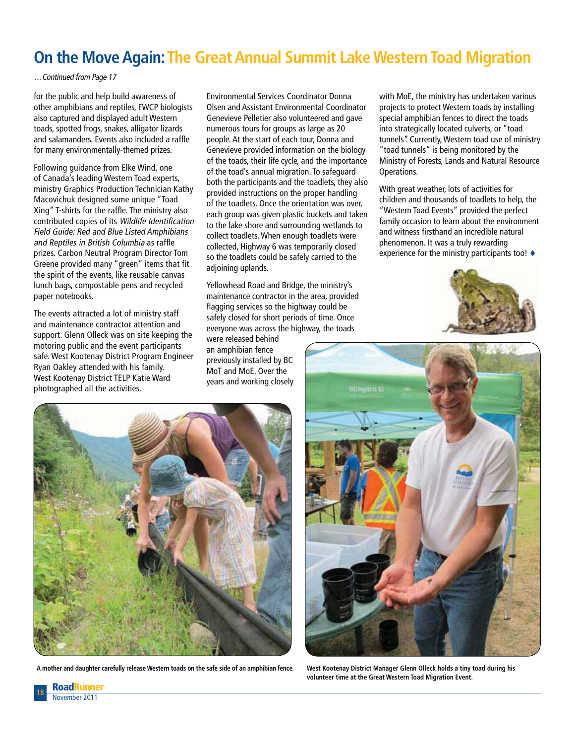# On the Move Again: The Great Annual Summit Lake Western Toad Migration

*…Continued from Page 17*

for the public and help build awareness of other amphibians and reptiles, FWCP biologists also captured and displayed adult Western toads, spotted frogs, snakes, alligator lizards and salamanders. Events also included a raffle for many environmentally-themed prizes.

Following guidance from Elke Wind, one of Canada's leading Western Toad experts, ministry Graphics Production Technician Kathy Macovichuk designed some unique "Toad Xing" T-shirts for the raffle. The ministry also contributed copies of its *Wildlife Identification Field Guide: Red and Blue Listed Amphibians and Reptiles in British Columbia* as raffle prizes. Carbon Neutral Program Director Tom Greene provided many "green" items that fit the spirit of the events, like reusable canvas lunch bags, compostable pens and recycled paper notebooks.

The events attracted a lot of ministry staff and maintenance contractor attention and support. Glenn Olleck was on site keeping the motoring public and the event participants safe. West Kootenay District Program Engineer Ryan Oakley attended with his family. West Kootenay District TELP Katie Ward photographed all the activities.

Environmental Services Coordinator Donna Olsen and Assistant Environmental Coordinator Genevieve Pelletier also volunteered and gave numerous tours for groups as large as 20 people. At the start of each tour, Donna and Genevieve provided information on the biology of the toads, their life cycle, and the importance of the toad's annual migration. To safeguard both the participants and the toadlets, they also provided instructions on the proper handling of the toadlets. Once the orientation was over, each group was given plastic buckets and taken to the lake shore and surrounding wetlands to collect toadlets. When enough toadlets were collected, Highway 6 was temporarily closed so the toadlets could be safely carried to the adjoining uplands.

Yellowhead Road and Bridge, the ministry's maintenance contractor in the area, provided flagging services so the highway could be safely closed for short periods of time. Once everyone was across the highway, the toads were released behind an amphibian fence previously installed by BC MoT and MoE. Over the years and working closely with MoE, the ministry has undertaken various projects to protect Western toads by installing special amphibian fences to direct the toads into strategically located culverts, or "toad tunnels". Currently, Western toad use of ministry "toad tunnels" is being monitored by the Ministry of Forests, Lands and Natural Resource Operations.

With great weather, lots of activities for children and thousands of toadlets to help, the "Western Toad Events" provided the perfect family occasion to learn about the environment and witness firsthand an incredible natural phenomenon. It was a truly rewarding experience for the ministry participants too! ♦

**A mother and daughter carefully release Western toads on the safe side of an amphibian fence.**

**West Kootenay District Manager Glenn Olleck holds a tiny toad during his volunteer time at the Great Western Toad Migration Event.**